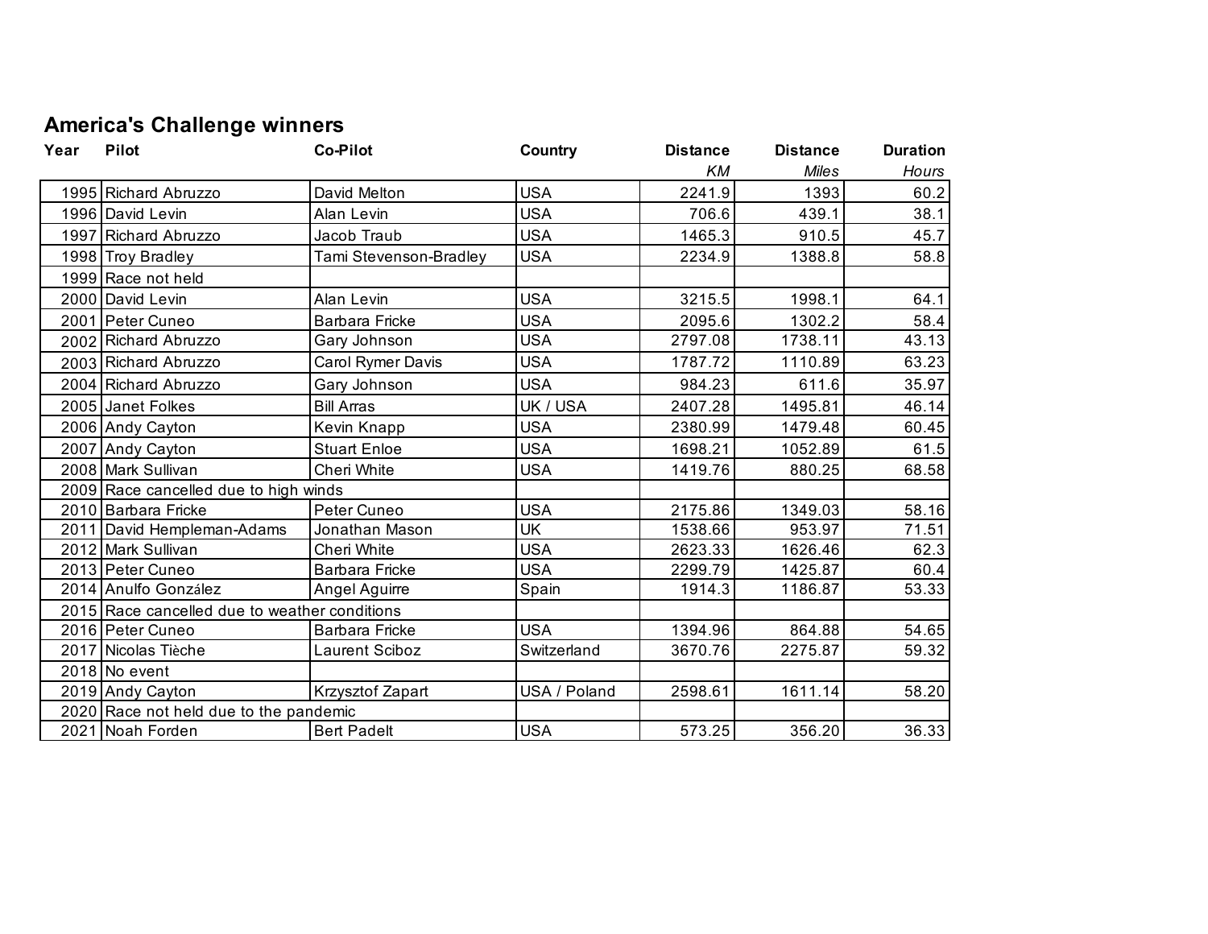# America's Challenge winners

| Year | Pilot | Co-Pilot | Country | Distance | Distance | Duration |
|---|---|---|---|---|---|---|
| | | | | *KM* | *Miles* | *Hours* |
| 1995 | Richard Abruzzo | David Melton | USA | 2241.9 | 1393 | 60.2 |
| 1996 | David Levin | Alan Levin | USA | 706.6 | 439.1 | 38.1 |
| 1997 | Richard Abruzzo | Jacob Traub | USA | 1465.3 | 910.5 | 45.7 |
| 1998 | Troy Bradley | Tami Stevenson-Bradley | USA | 2234.9 | 1388.8 | 58.8 |
| 1999 | Race not held | | | | | |
| 2000 | David Levin | Alan Levin | USA | 3215.5 | 1998.1 | 64.1 |
| 2001 | Peter Cuneo | Barbara Fricke | USA | 2095.6 | 1302.2 | 58.4 |
| 2002 | Richard Abruzzo | Gary Johnson | USA | 2797.08 | 1738.11 | 43.13 |
| 2003 | Richard Abruzzo | Carol Rymer Davis | USA | 1787.72 | 1110.89 | 63.23 |
| 2004 | Richard Abruzzo | Gary Johnson | USA | 984.23 | 611.6 | 35.97 |
| 2005 | Janet Folkes | Bill Arras | UK / USA | 2407.28 | 1495.81 | 46.14 |
| 2006 | Andy Cayton | Kevin Knapp | USA | 2380.99 | 1479.48 | 60.45 |
| 2007 | Andy Cayton | Stuart Enloe | USA | 1698.21 | 1052.89 | 61.5 |
| 2008 | Mark Sullivan | Cheri White | USA | 1419.76 | 880.25 | 68.58 |
| 2009 | Race cancelled due to high winds | | | | | |
| 2010 | Barbara Fricke | Peter Cuneo | USA | 2175.86 | 1349.03 | 58.16 |
| 2011 | David Hempleman-Adams | Jonathan Mason | UK | 1538.66 | 953.97 | 71.51 |
| 2012 | Mark Sullivan | Cheri White | USA | 2623.33 | 1626.46 | 62.3 |
| 2013 | Peter Cuneo | Barbara Fricke | USA | 2299.79 | 1425.87 | 60.4 |
| 2014 | Anulfo González | Angel Aguirre | Spain | 1914.3 | 1186.87 | 53.33 |
| 2015 | Race cancelled due to weather conditions | | | | | |
| 2016 | Peter Cuneo | Barbara Fricke | USA | 1394.96 | 864.88 | 54.65 |
| 2017 | Nicolas Tièche | Laurent Sciboz | Switzerland | 3670.76 | 2275.87 | 59.32 |
| 2018 | No event | | | | | |
| 2019 | Andy Cayton | Krzysztof Zapart | USA / Poland | 2598.61 | 1611.14 | 58.20 |
| 2020 | Race not held due to the pandemic | | | | | |
| 2021 | Noah Forden | Bert Padelt | USA | 573.25 | 356.20 | 36.33 |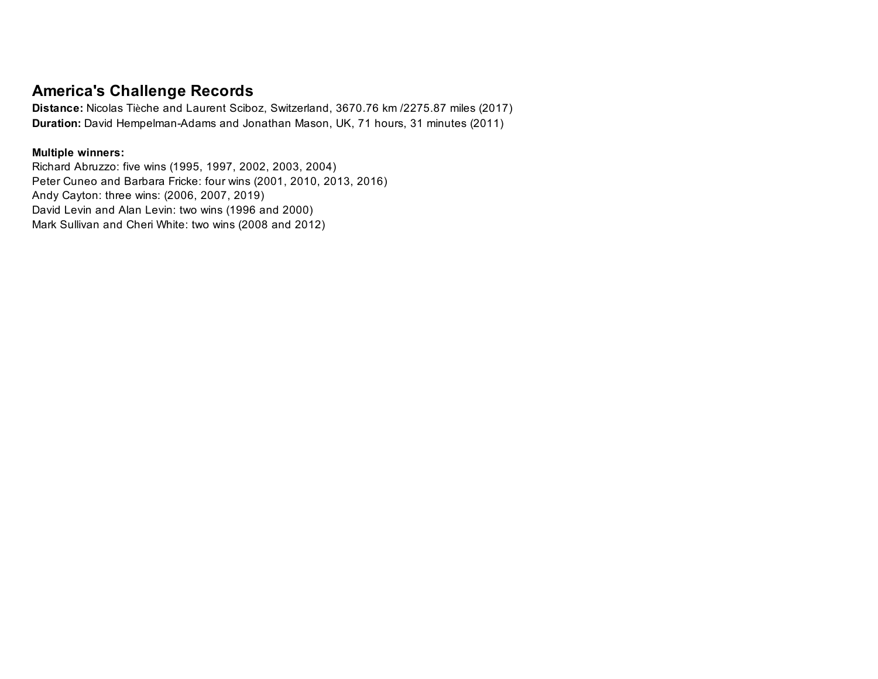## America's Challenge Records

**Distance:** Nicolas Tièche and Laurent Sciboz, Switzerland, 3670.76 km /2275.87 miles (2017)
**Duration:** David Hempelman-Adams and Jonathan Mason, UK, 71 hours, 31 minutes (2011)

**Multiple winners:**
Richard Abruzzo: five wins (1995, 1997, 2002, 2003, 2004)
Peter Cuneo and Barbara Fricke: four wins (2001, 2010, 2013, 2016)
Andy Cayton: three wins: (2006, 2007, 2019)
David Levin and Alan Levin: two wins (1996 and 2000)
Mark Sullivan and Cheri White: two wins (2008 and 2012)